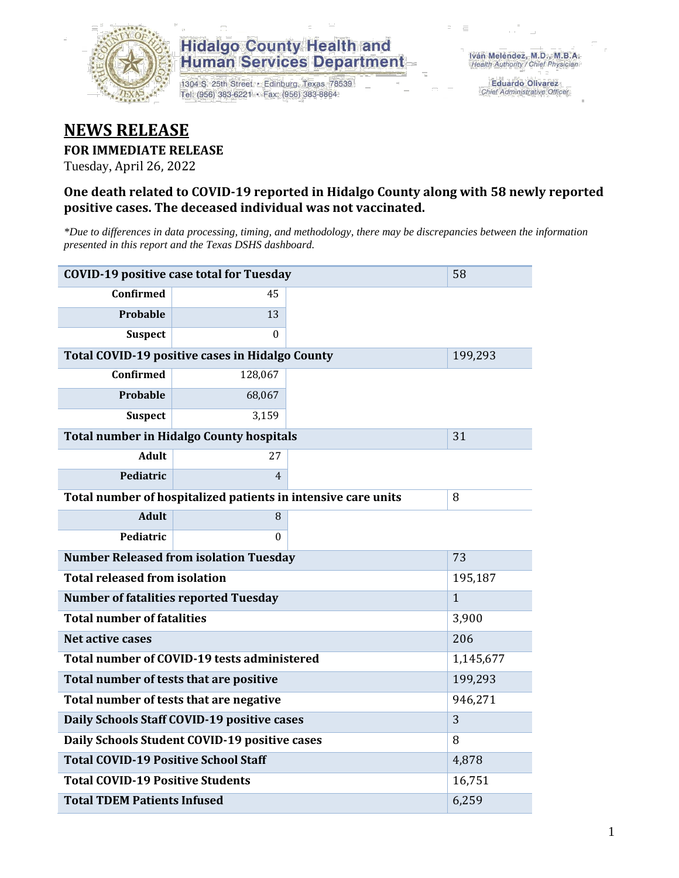Hidalgo County Health and Human Services Department

1304 S. 25th Street • Edinburg, Texas 78539
Tel: (956) 383-6221 • Fax: (956) 383-8864

Iván Meléndez, M.D., M.B.A.
Health Authority / Chief Physician

Eduardo Olivarez
Chief Administrative Officer

# NEWS RELEASE

**FOR IMMEDIATE RELEASE**

Tuesday, April 26, 2022

### One death related to COVID-19 reported in Hidalgo County along with 58 newly reported positive cases. The deceased individual was not vaccinated.

*\*Due to differences in data processing, timing, and methodology, there may be discrepancies between the information presented in this report and the Texas DSHS dashboard.*

| | | |
|---|---|---|
| **COVID-19 positive case total for Tuesday** | | 58 |
| **Confirmed** | 45 | |
| **Probable** | 13 | |
| **Suspect** | 0 | |
| **Total COVID-19 positive cases in Hidalgo County** | | 199,293 |
| **Confirmed** | 128,067 | |
| **Probable** | 68,067 | |
| **Suspect** | 3,159 | |
| **Total number in Hidalgo County hospitals** | | 31 |
| **Adult** | 27 | |
| **Pediatric** | 4 | |
| **Total number of hospitalized patients in intensive care units** | | 8 |
| **Adult** | 8 | |
| **Pediatric** | 0 | |
| **Number Released from isolation Tuesday** | | 73 |
| **Total released from isolation** | | 195,187 |
| **Number of fatalities reported Tuesday** | | 1 |
| **Total number of fatalities** | | 3,900 |
| **Net active cases** | | 206 |
| **Total number of COVID-19 tests administered** | | 1,145,677 |
| **Total number of tests that are positive** | | 199,293 |
| **Total number of tests that are negative** | | 946,271 |
| **Daily Schools Staff COVID-19 positive cases** | | 3 |
| **Daily Schools Student COVID-19 positive cases** | | 8 |
| **Total COVID-19 Positive School Staff** | | 4,878 |
| **Total COVID-19 Positive Students** | | 16,751 |
| **Total TDEM Patients Infused** | | 6,259 |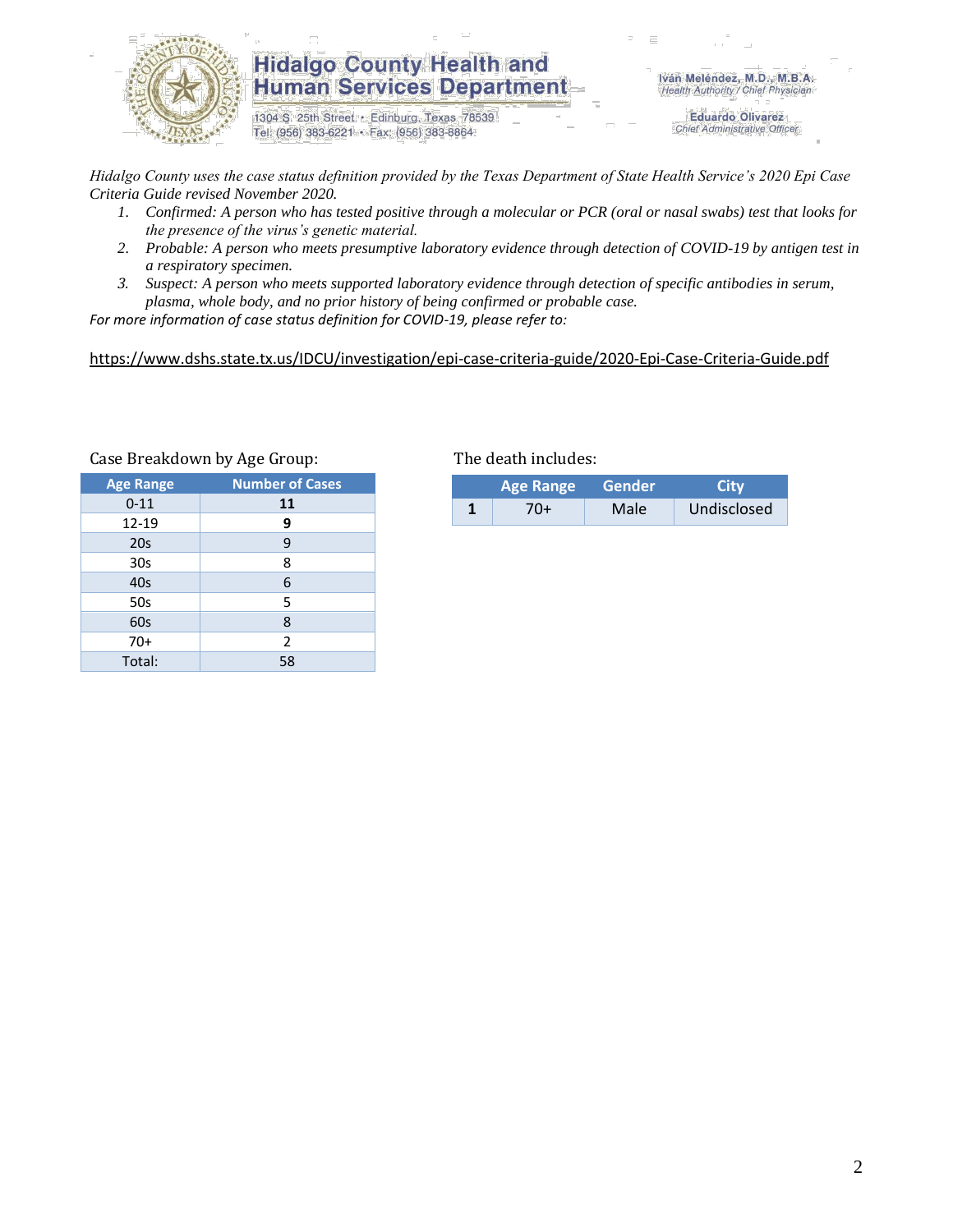# Hidalgo County Health and Human Services Department

1304 S. 25th Street • Edinburg, Texas 78539
Tel: (956) 383-6221 • Fax: (956) 383-8864

Iván Meléndez, M.D., M.B.A.
*Health Authority / Chief Physician*

Eduardo Olivarez
*Chief Administrative Officer*

*Hidalgo County uses the case status definition provided by the Texas Department of State Health Service's 2020 Epi Case Criteria Guide revised November 2020.*

1. *Confirmed: A person who has tested positive through a molecular or PCR (oral or nasal swabs) test that looks for the presence of the virus's genetic material.*
2. *Probable: A person who meets presumptive laboratory evidence through detection of COVID-19 by antigen test in a respiratory specimen.*
3. *Suspect: A person who meets supported laboratory evidence through detection of specific antibodies in serum, plasma, whole body, and no prior history of being confirmed or probable case.*

*For more information of case status definition for COVID-19, please refer to:*

https://www.dshs.state.tx.us/IDCU/investigation/epi-case-criteria-guide/2020-Epi-Case-Criteria-Guide.pdf

Case Breakdown by Age Group:

| Age Range | Number of Cases |
|---|---|
| 0-11 | **11** |
| 12-19 | **9** |
| 20s | 9 |
| 30s | 8 |
| 40s | 6 |
| 50s | 5 |
| 60s | 8 |
| 70+ | 2 |
| Total: | 58 |

The death includes:

| | Age Range | Gender | City |
|---|---|---|---|
| **1** | 70+ | Male | Undisclosed |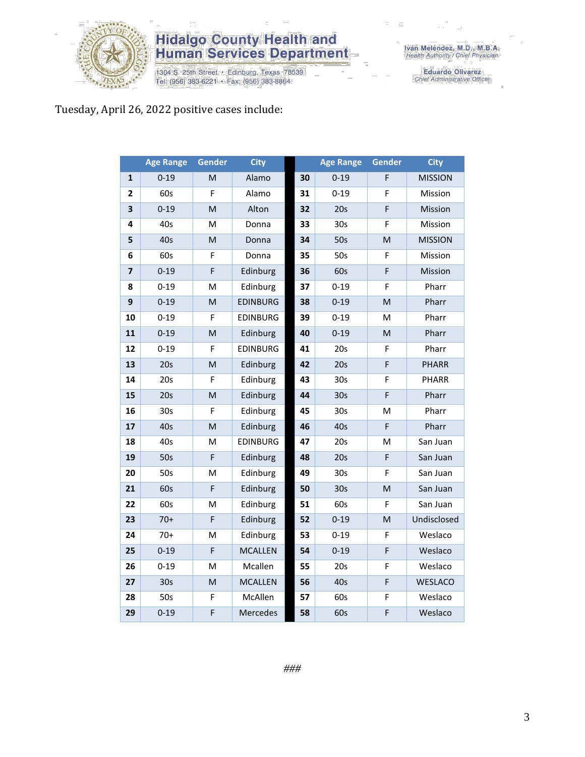Hidalgo County Health and Human Services Department

1304 S. 25th Street • Edinburg, Texas 78539
Tel: (956) 383-6221 • Fax: (956) 383-8864

Iván Meléndez, M.D., M.B.A.
Health Authority / Chief Physician

Eduardo Olivarez
Chief Administrative Officer

Tuesday, April 26, 2022 positive cases include:

| | Age Range | Gender | City | | Age Range | Gender | City |
|---|---|---|---|---|---|---|---|
| 1 | 0-19 | M | Alamo | 30 | 0-19 | F | MISSION |
| 2 | 60s | F | Alamo | 31 | 0-19 | F | Mission |
| 3 | 0-19 | M | Alton | 32 | 20s | F | Mission |
| 4 | 40s | M | Donna | 33 | 30s | F | Mission |
| 5 | 40s | M | Donna | 34 | 50s | M | MISSION |
| 6 | 60s | F | Donna | 35 | 50s | F | Mission |
| 7 | 0-19 | F | Edinburg | 36 | 60s | F | Mission |
| 8 | 0-19 | M | Edinburg | 37 | 0-19 | F | Pharr |
| 9 | 0-19 | M | EDINBURG | 38 | 0-19 | M | Pharr |
| 10 | 0-19 | F | EDINBURG | 39 | 0-19 | M | Pharr |
| 11 | 0-19 | M | Edinburg | 40 | 0-19 | M | Pharr |
| 12 | 0-19 | F | EDINBURG | 41 | 20s | F | Pharr |
| 13 | 20s | M | Edinburg | 42 | 20s | F | PHARR |
| 14 | 20s | F | Edinburg | 43 | 30s | F | PHARR |
| 15 | 20s | M | Edinburg | 44 | 30s | F | Pharr |
| 16 | 30s | F | Edinburg | 45 | 30s | M | Pharr |
| 17 | 40s | M | Edinburg | 46 | 40s | F | Pharr |
| 18 | 40s | M | EDINBURG | 47 | 20s | M | San Juan |
| 19 | 50s | F | Edinburg | 48 | 20s | F | San Juan |
| 20 | 50s | M | Edinburg | 49 | 30s | F | San Juan |
| 21 | 60s | F | Edinburg | 50 | 30s | M | San Juan |
| 22 | 60s | M | Edinburg | 51 | 60s | F | San Juan |
| 23 | 70+ | F | Edinburg | 52 | 0-19 | M | Undisclosed |
| 24 | 70+ | M | Edinburg | 53 | 0-19 | F | Weslaco |
| 25 | 0-19 | F | MCALLEN | 54 | 0-19 | F | Weslaco |
| 26 | 0-19 | M | Mcallen | 55 | 20s | F | Weslaco |
| 27 | 30s | M | MCALLEN | 56 | 40s | F | WESLACO |
| 28 | 50s | F | McAllen | 57 | 60s | F | Weslaco |
| 29 | 0-19 | F | Mercedes | 58 | 60s | F | Weslaco |

###